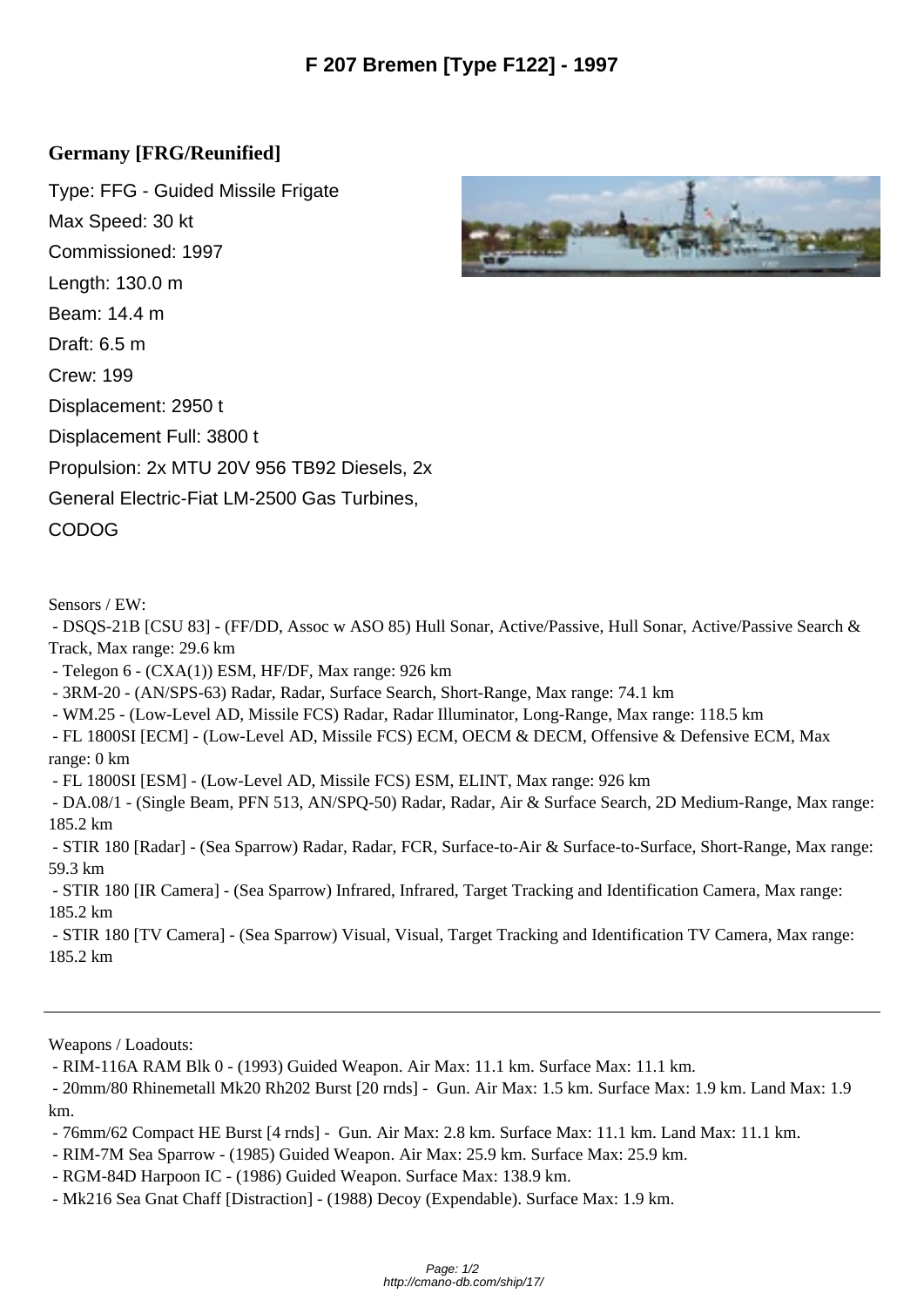# F 207 Bremen [Type F122] - 1997

## Germany [FRG/Reunified]

Type: FFG - Guided Missile Frigate

Max Speed: 30 kt

Commissioned: 1997

Length: 130.0 m

Beam: 14.4 m

Draft: 6.5 m

Crew: 199

Displacement: 2950 t

Displacement Full: 3800 t

Propulsion: 2x MTU 20V 956 TB92 Diesels, 2x General Electric-Fiat LM-2500 Gas Turbines, CODOG

Sensors / EW:

- DSQS-21B [CSU 83] - (FF/DD, Assoc w ASO 85) Hull Sonar, Active/Passive, Hull Sonar, Active/Passive Search & Track, Max range: 29.6 km
- Telegon 6 - (CXA(1)) ESM, HF/DF, Max range: 926 km
- 3RM-20 - (AN/SPS-63) Radar, Radar, Surface Search, Short-Range, Max range: 74.1 km
- WM.25 - (Low-Level AD, Missile FCS) Radar, Radar Illuminator, Long-Range, Max range: 118.5 km
- FL 1800SI [ECM] - (Low-Level AD, Missile FCS) ECM, OECM & DECM, Offensive & Defensive ECM, Max range: 0 km
- FL 1800SI [ESM] - (Low-Level AD, Missile FCS) ESM, ELINT, Max range: 926 km
- DA.08/1 - (Single Beam, PFN 513, AN/SPQ-50) Radar, Radar, Air & Surface Search, 2D Medium-Range, Max range: 185.2 km
- STIR 180 [Radar] - (Sea Sparrow) Radar, Radar, FCR, Surface-to-Air & Surface-to-Surface, Short-Range, Max range: 59.3 km
- STIR 180 [IR Camera] - (Sea Sparrow) Infrared, Infrared, Target Tracking and Identification Camera, Max range: 185.2 km
- STIR 180 [TV Camera] - (Sea Sparrow) Visual, Visual, Target Tracking and Identification TV Camera, Max range: 185.2 km

---

Weapons / Loadouts:

- RIM-116A RAM Blk 0 - (1993) Guided Weapon. Air Max: 11.1 km. Surface Max: 11.1 km.
- 20mm/80 Rhinemetall Mk20 Rh202 Burst [20 rnds] - Gun. Air Max: 1.5 km. Surface Max: 1.9 km. Land Max: 1.9 km.
- 76mm/62 Compact HE Burst [4 rnds] - Gun. Air Max: 2.8 km. Surface Max: 11.1 km. Land Max: 11.1 km.
- RIM-7M Sea Sparrow - (1985) Guided Weapon. Air Max: 25.9 km. Surface Max: 25.9 km.
- RGM-84D Harpoon IC - (1986) Guided Weapon. Surface Max: 138.9 km.
- Mk216 Sea Gnat Chaff [Distraction] - (1988) Decoy (Expendable). Surface Max: 1.9 km.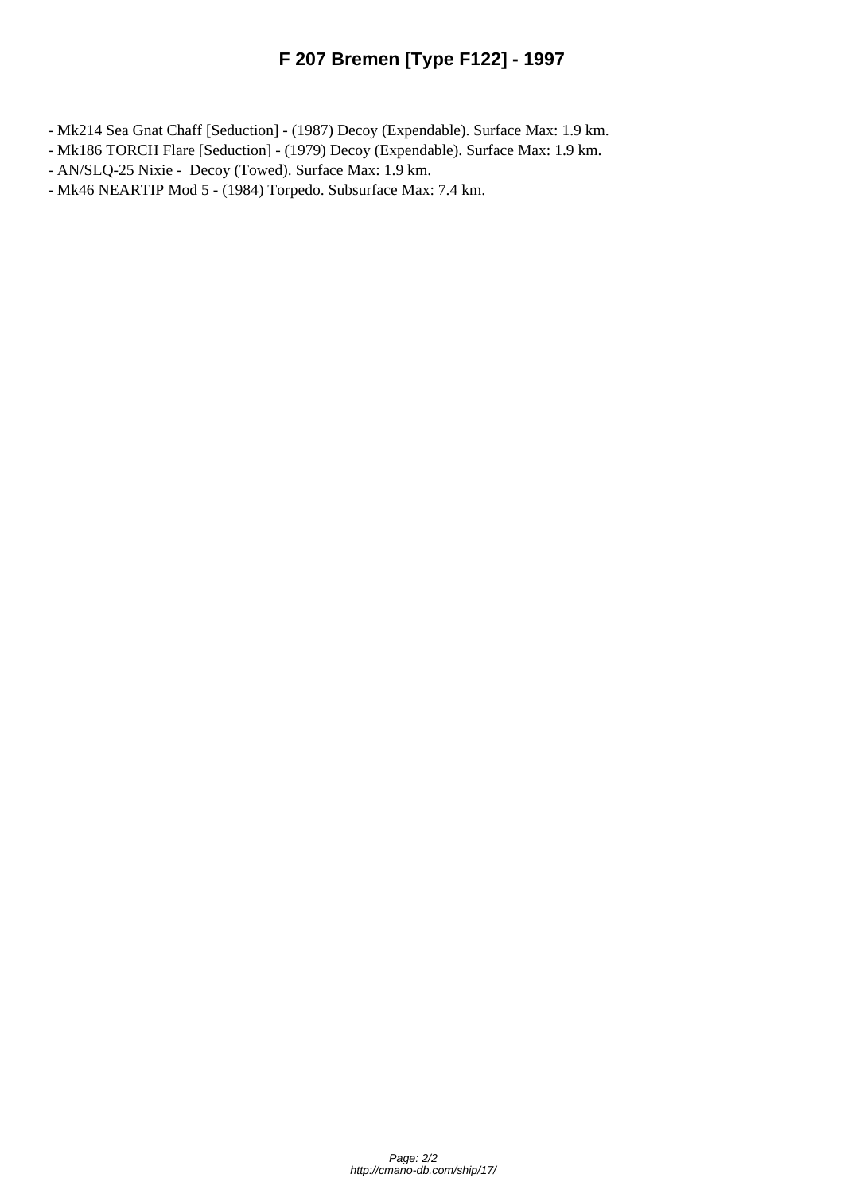# F 207 Bremen [Type F122] - 1997

- Mk214 Sea Gnat Chaff [Seduction] - (1987) Decoy (Expendable). Surface Max: 1.9 km.
- Mk186 TORCH Flare [Seduction] - (1979) Decoy (Expendable). Surface Max: 1.9 km.
- AN/SLQ-25 Nixie -  Decoy (Towed). Surface Max: 1.9 km.
- Mk46 NEARTIP Mod 5 - (1984) Torpedo. Subsurface Max: 7.4 km.